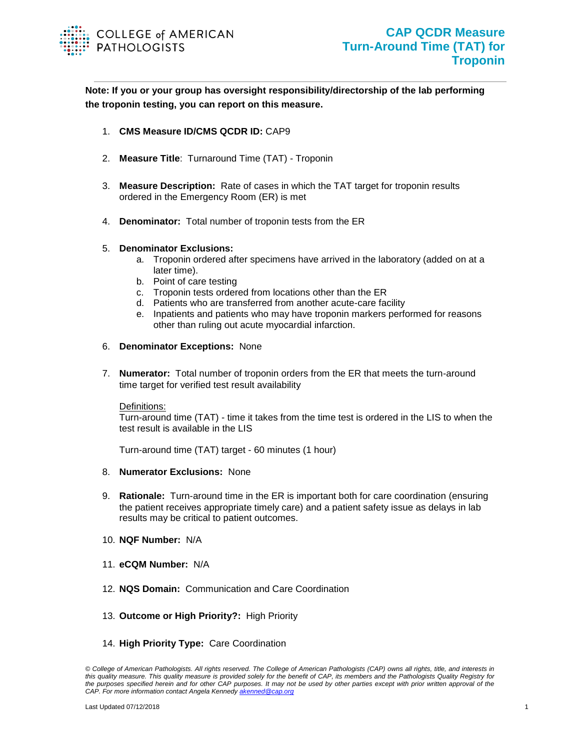COLLEGE of AMERICAN PATHOLOGISTS

# CAP QCDR Measure Turn-Around Time (TAT) for Troponin

**Note: If you or your group has oversight responsibility/directorship of the lab performing the troponin testing, you can report on this measure.**

1. **CMS Measure ID/CMS QCDR ID:** CAP9

2. **Measure Title**: Turnaround Time (TAT) - Troponin

3. **Measure Description:** Rate of cases in which the TAT target for troponin results ordered in the Emergency Room (ER) is met

4. **Denominator:** Total number of troponin tests from the ER

5. **Denominator Exclusions:**
   a. Troponin ordered after specimens have arrived in the laboratory (added on at a later time).
   b. Point of care testing
   c. Troponin tests ordered from locations other than the ER
   d. Patients who are transferred from another acute-care facility
   e. Inpatients and patients who may have troponin markers performed for reasons other than ruling out acute myocardial infarction.

6. **Denominator Exceptions:** None

7. **Numerator:** Total number of troponin orders from the ER that meets the turn-around time target for verified test result availability

   Definitions:
   Turn-around time (TAT) - time it takes from the time test is ordered in the LIS to when the test result is available in the LIS

   Turn-around time (TAT) target - 60 minutes (1 hour)

8. **Numerator Exclusions:** None

9. **Rationale:** Turn-around time in the ER is important both for care coordination (ensuring the patient receives appropriate timely care) and a patient safety issue as delays in lab results may be critical to patient outcomes.

10. **NQF Number:** N/A

11. **eCQM Number:** N/A

12. **NQS Domain:** Communication and Care Coordination

13. **Outcome or High Priority?:** High Priority

14. **High Priority Type:** Care Coordination

*© College of American Pathologists. All rights reserved. The College of American Pathologists (CAP) owns all rights, title, and interests in this quality measure. This quality measure is provided solely for the benefit of CAP, its members and the Pathologists Quality Registry for the purposes specified herein and for other CAP purposes. It may not be used by other parties except with prior written approval of the CAP. For more information contact Angela Kennedy akenned@cap.org*

Last Updated 07/12/2018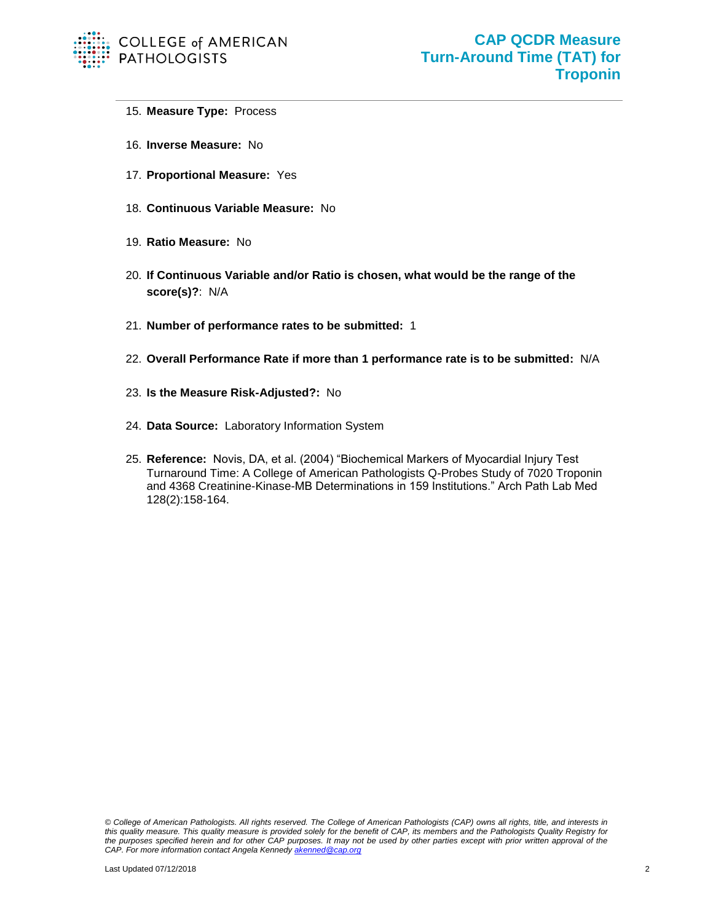15. **Measure Type:** Process

16. **Inverse Measure:** No

17. **Proportional Measure:** Yes

18. **Continuous Variable Measure:** No

19. **Ratio Measure:** No

20. **If Continuous Variable and/or Ratio is chosen, what would be the range of the score(s)?**: N/A

21. **Number of performance rates to be submitted:** 1

22. **Overall Performance Rate if more than 1 performance rate is to be submitted:** N/A

23. **Is the Measure Risk-Adjusted?:** No

24. **Data Source:** Laboratory Information System

25. **Reference:** Novis, DA, et al. (2004) "Biochemical Markers of Myocardial Injury Test Turnaround Time: A College of American Pathologists Q-Probes Study of 7020 Troponin and 4368 Creatinine-Kinase-MB Determinations in 159 Institutions." Arch Path Lab Med 128(2):158-164.

*© College of American Pathologists. All rights reserved. The College of American Pathologists (CAP) owns all rights, title, and interests in this quality measure. This quality measure is provided solely for the benefit of CAP, its members and the Pathologists Quality Registry for the purposes specified herein and for other CAP purposes. It may not be used by other parties except with prior written approval of the CAP. For more information contact Angela Kennedy akenned@cap.org*

Last Updated 07/12/2018